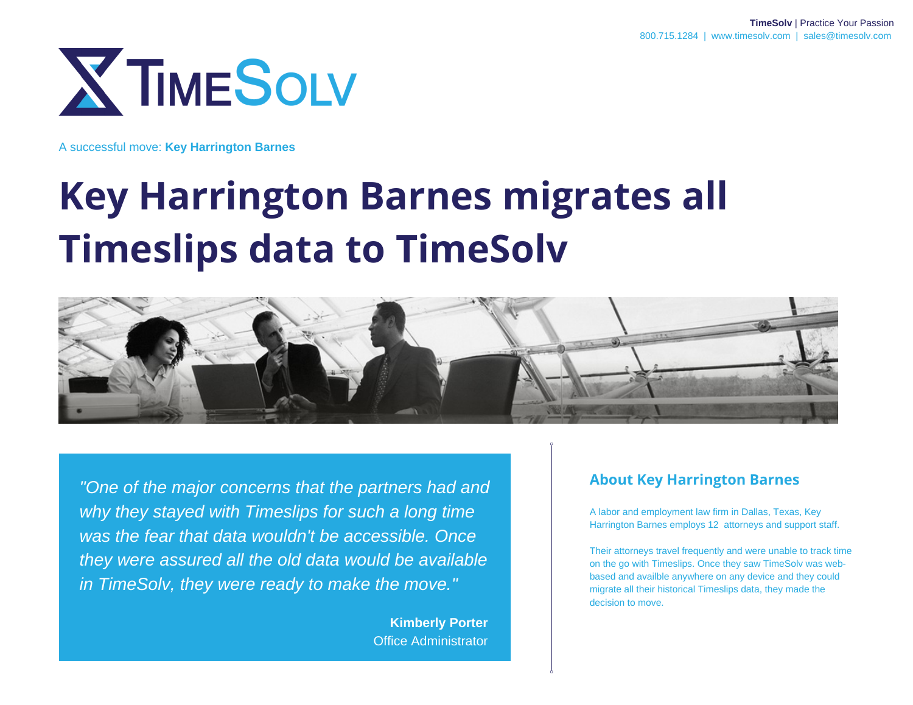TimeSolv | Practice Your Passion
800.715.1284 | www.timesolv.com | sales@timesolv.com

A successful move: **Key Harrington Barnes**

# Key Harrington Barnes migrates all Timeslips data to TimeSolv

*"One of the major concerns that the partners had and why they stayed with Timeslips for such a long time was the fear that data wouldn't be accessible. Once they were assured all the old data would be available in TimeSolv, they were ready to make the move."*

**Kimberly Porter**
Office Administrator

## About Key Harrington Barnes

A labor and employment law firm in Dallas, Texas, Key Harrington Barnes employs 12 attorneys and support staff.

Their attorneys travel frequently and were unable to track time on the go with Timeslips. Once they saw TimeSolv was web-based and availble anywhere on any device and they could migrate all their historical Timeslips data, they made the decision to move.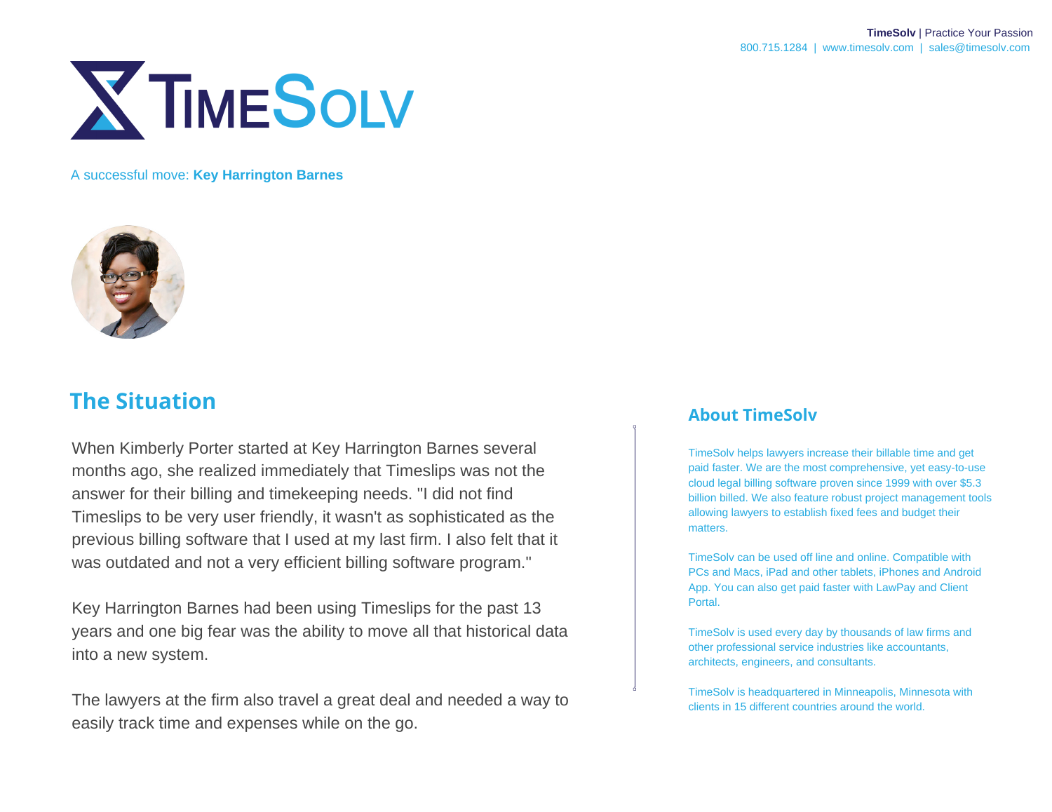A successful move: **Key Harrington Barnes**

## The Situation

When Kimberly Porter started at Key Harrington Barnes several months ago, she realized immediately that Timeslips was not the answer for their billing and timekeeping needs. "I did not find Timeslips to be very user friendly, it wasn't as sophisticated as the previous billing software that I used at my last firm. I also felt that it was outdated and not a very efficient billing software program."

Key Harrington Barnes had been using Timeslips for the past 13 years and one big fear was the ability to move all that historical data into a new system.

The lawyers at the firm also travel a great deal and needed a way to easily track time and expenses while on the go.

### About TimeSolv

TimeSolv helps lawyers increase their billable time and get paid faster. We are the most comprehensive, yet easy-to-use cloud legal billing software proven since 1999 with over $5.3 billion billed. We also feature robust project management tools allowing lawyers to establish fixed fees and budget their matters.

TimeSolv can be used off line and online. Compatible with PCs and Macs, iPad and other tablets, iPhones and Android App. You can also get paid faster with LawPay and Client Portal.

TimeSolv is used every day by thousands of law firms and other professional service industries like accountants, architects, engineers, and consultants.

TimeSolv is headquartered in Minneapolis, Minnesota with clients in 15 different countries around the world.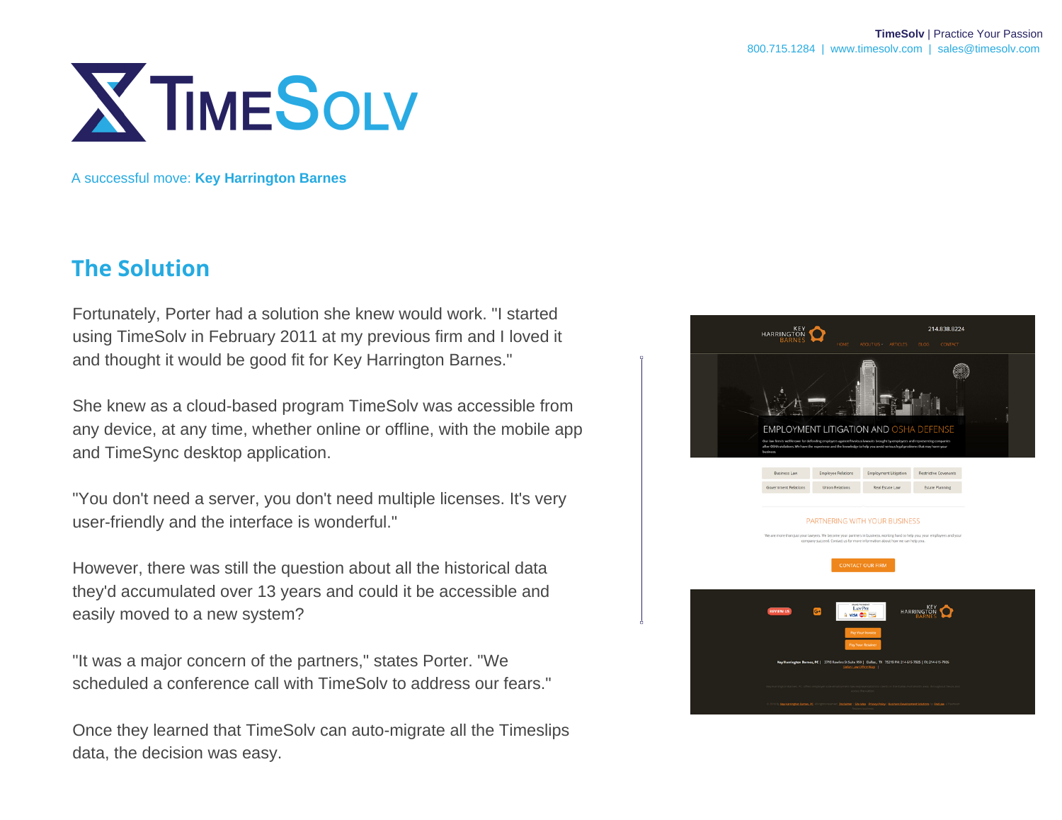A successful move: **Key Harrington Barnes**

## The Solution

Fortunately, Porter had a solution she knew would work. "I started using TimeSolv in February 2011 at my previous firm and I loved it and thought it would be good fit for Key Harrington Barnes."

She knew as a cloud-based program TimeSolv was accessible from any device, at any time, whether online or offline, with the mobile app and TimeSync desktop application.

"You don't need a server, you don't need multiple licenses. It's very user-friendly and the interface is wonderful."

However, there was still the question about all the historical data they'd accumulated over 13 years and could it be accessible and easily moved to a new system?

"It was a major concern of the partners," states Porter. "We scheduled a conference call with TimeSolv to address our fears."

Once they learned that TimeSolv can auto-migrate all the Timeslips data, the decision was easy.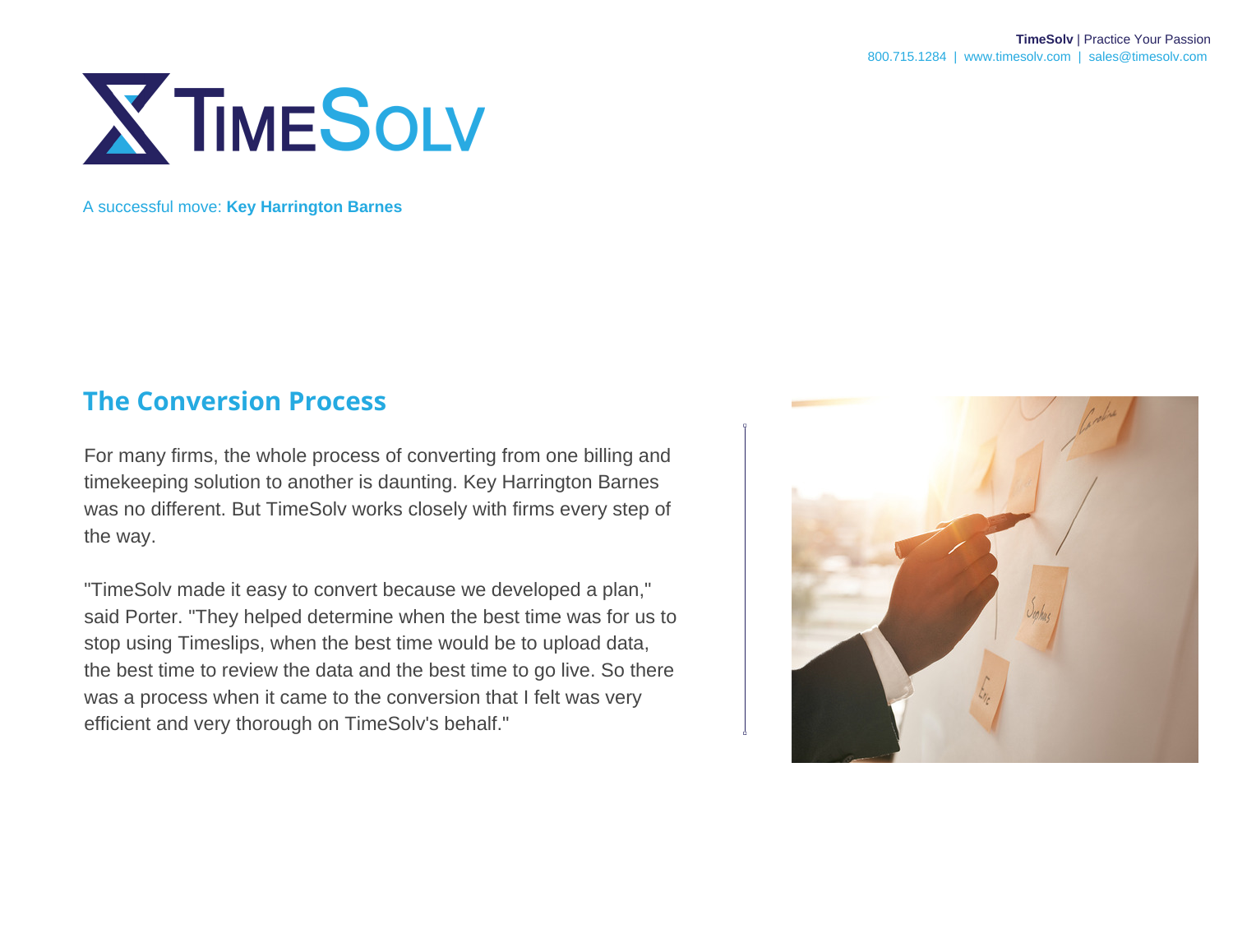A successful move: **Key Harrington Barnes**

## The Conversion Process

For many firms, the whole process of converting from one billing and timekeeping solution to another is daunting. Key Harrington Barnes was no different. But TimeSolv works closely with firms every step of the way.

"TimeSolv made it easy to convert because we developed a plan," said Porter. "They helped determine when the best time was for us to stop using Timeslips, when the best time would be to upload data, the best time to review the data and the best time to go live. So there was a process when it came to the conversion that I felt was very efficient and very thorough on TimeSolv's behalf."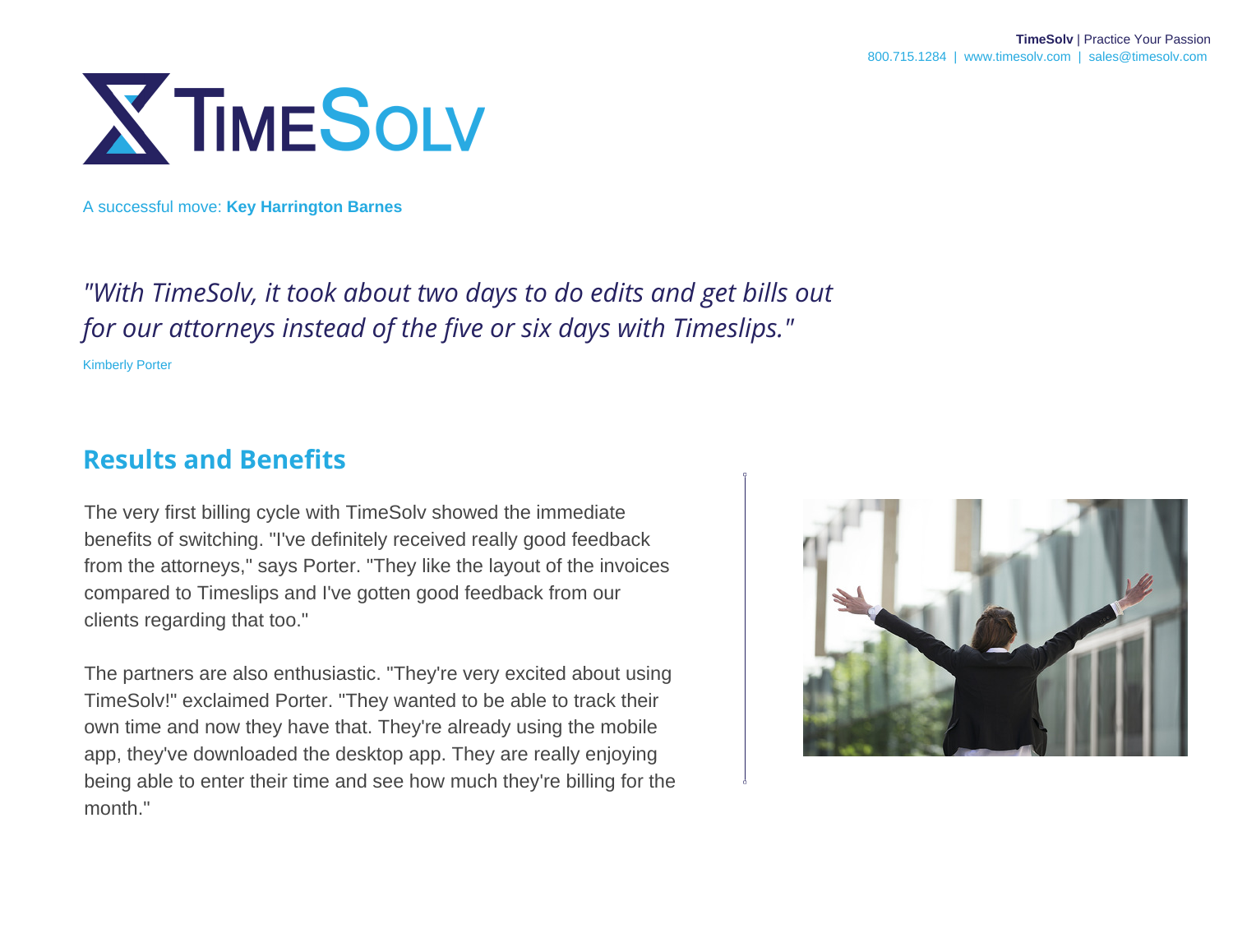A successful move: **Key Harrington Barnes**

*"With TimeSolv, it took about two days to do edits and get bills out for our attorneys instead of the five or six days with Timeslips."*

Kimberly Porter

## Results and Benefits

The very first billing cycle with TimeSolv showed the immediate benefits of switching. "I've definitely received really good feedback from the attorneys," says Porter. "They like the layout of the invoices compared to Timeslips and I've gotten good feedback from our clients regarding that too."

The partners are also enthusiastic. "They're very excited about using TimeSolv!" exclaimed Porter. "They wanted to be able to track their own time and now they have that. They're already using the mobile app, they've downloaded the desktop app. They are really enjoying being able to enter their time and see how much they're billing for the month."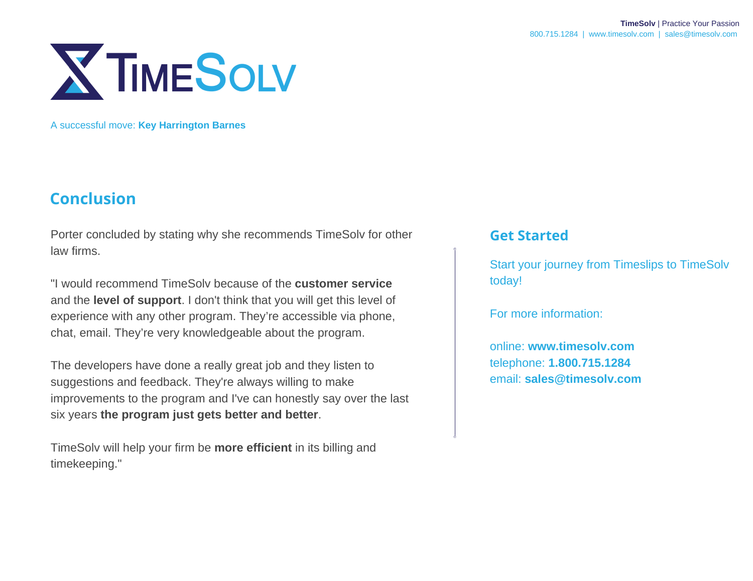A successful move: **Key Harrington Barnes**

## Conclusion

Porter concluded by stating why she recommends TimeSolv for other law firms.

"I would recommend TimeSolv because of the **customer service** and the **level of support**. I don't think that you will get this level of experience with any other program. They're accessible via phone, chat, email. They're very knowledgeable about the program.

The developers have done a really great job and they listen to suggestions and feedback. They're always willing to make improvements to the program and I've can honestly say over the last six years **the program just gets better and better**.

TimeSolv will help your firm be **more efficient** in its billing and timekeeping."

## Get Started

Start your journey from Timeslips to TimeSolv today!

For more information:

online: **www.timesolv.com**
telephone: **1.800.715.1284**
email: **sales@timesolv.com**